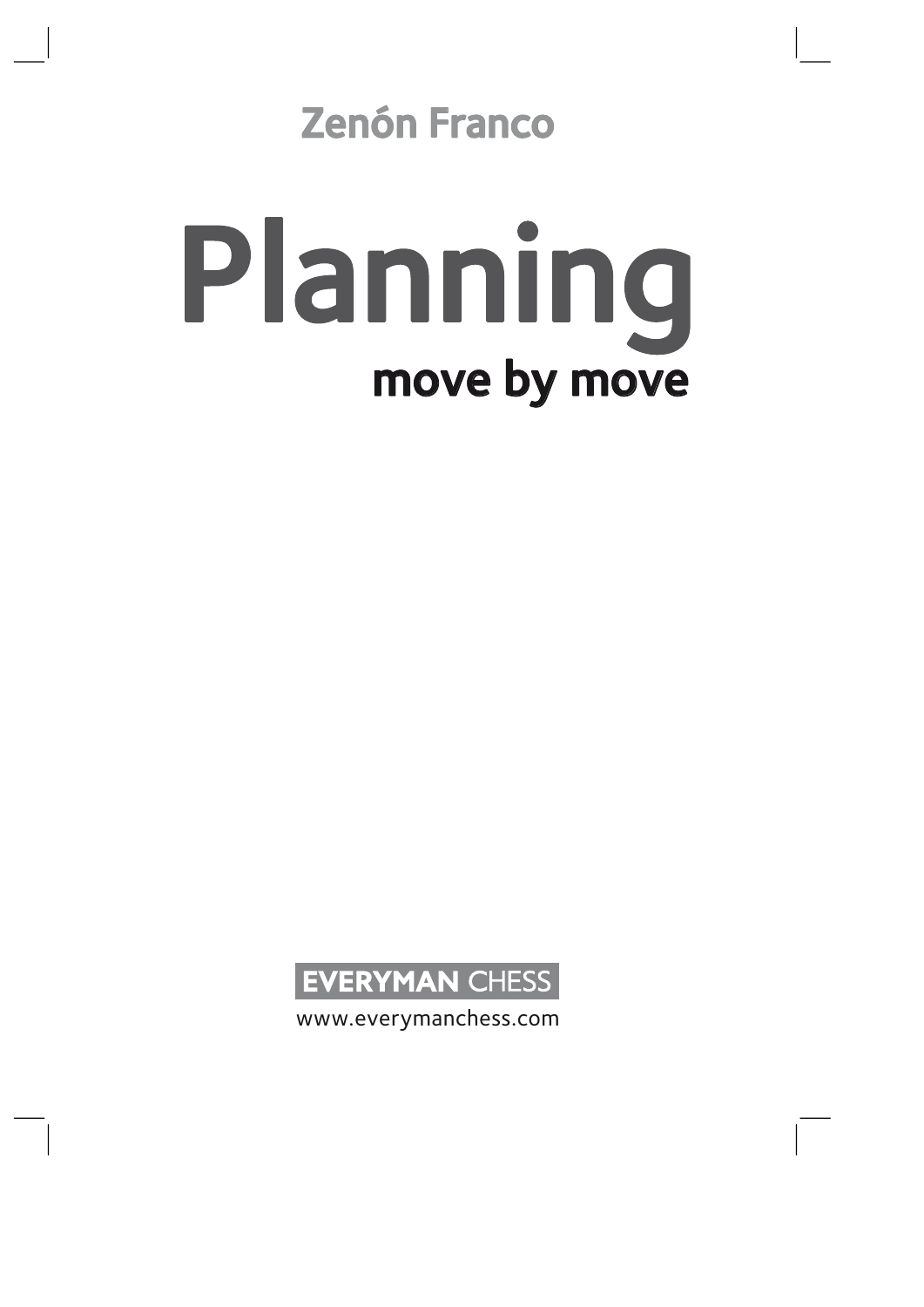Zenón Franco

# Planning

## move by move

EVERYMAN CHESS

www.everymanchess.com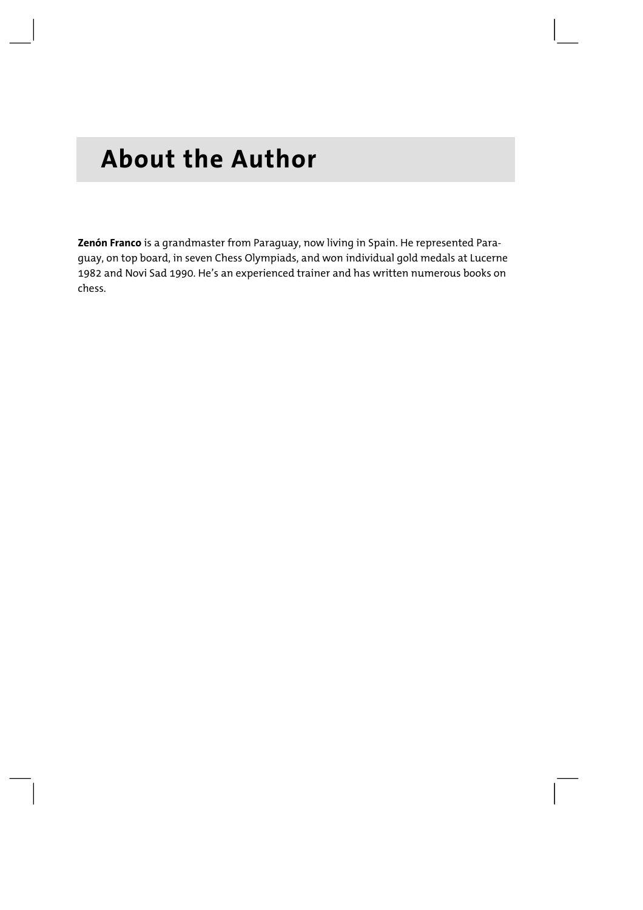# About the Author

**Zenón Franco** is a grandmaster from Paraguay, now living in Spain. He represented Paraguay, on top board, in seven Chess Olympiads, and won individual gold medals at Lucerne 1982 and Novi Sad 1990. He's an experienced trainer and has written numerous books on chess.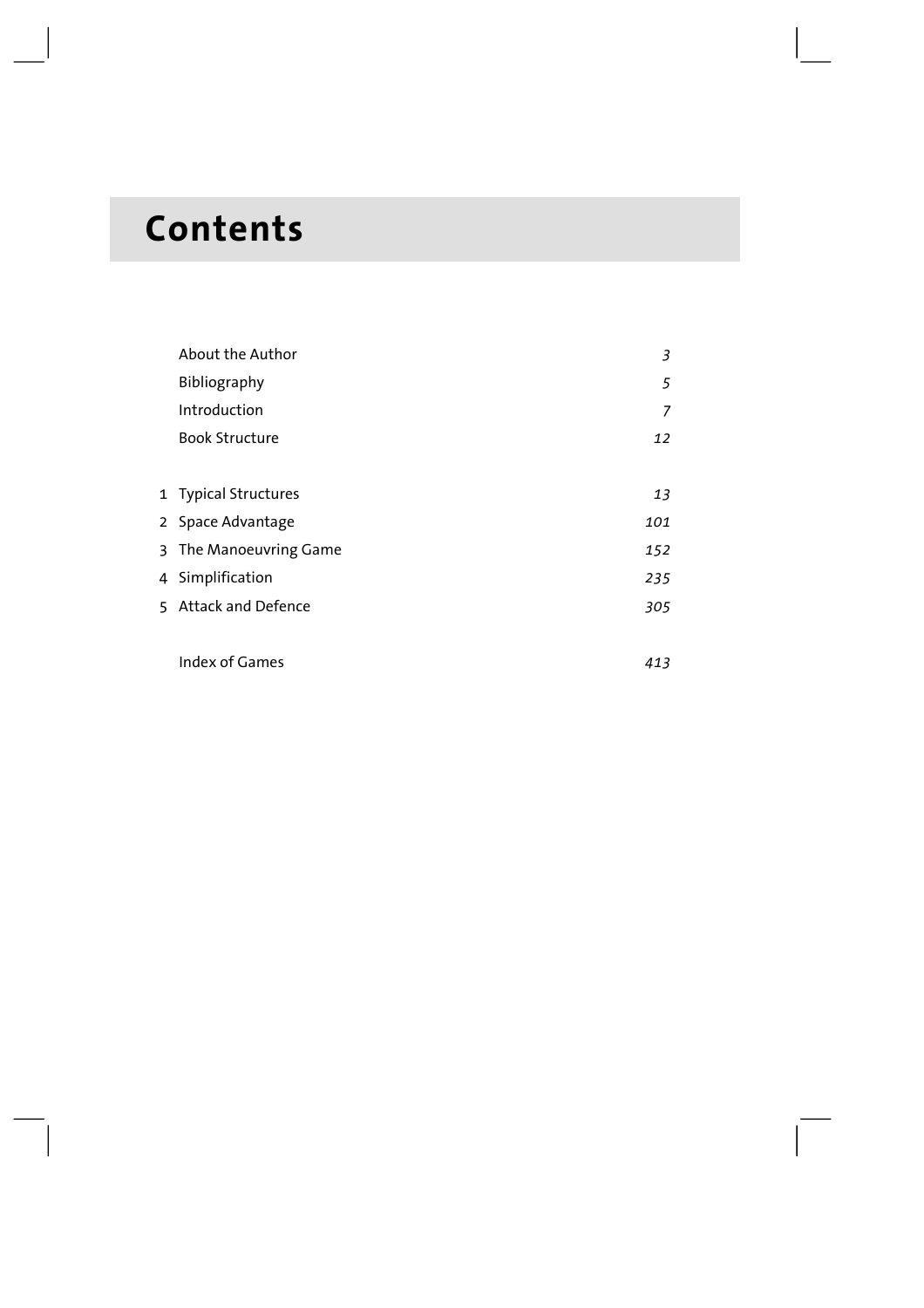# Contents

| | | |
|---|---|---|
| | About the Author | *3* |
| | Bibliography | *5* |
| | Introduction | *7* |
| | Book Structure | *12* |
| 1 | Typical Structures | *13* |
| 2 | Space Advantage | *101* |
| 3 | The Manoeuvring Game | *152* |
| 4 | Simplification | *235* |
| 5 | Attack and Defence | *305* |
| | Index of Games | *413* |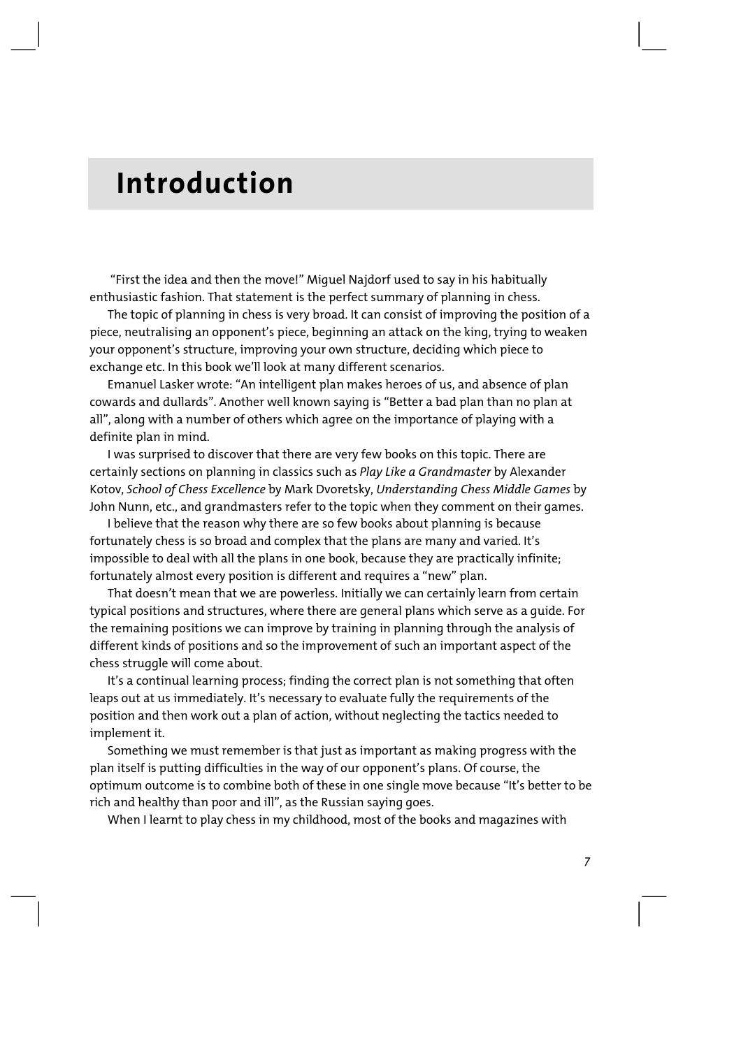# Introduction

"First the idea and then the move!" Miguel Najdorf used to say in his habitually enthusiastic fashion. That statement is the perfect summary of planning in chess.

The topic of planning in chess is very broad. It can consist of improving the position of a piece, neutralising an opponent's piece, beginning an attack on the king, trying to weaken your opponent's structure, improving your own structure, deciding which piece to exchange etc. In this book we'll look at many different scenarios.

Emanuel Lasker wrote: "An intelligent plan makes heroes of us, and absence of plan cowards and dullards". Another well known saying is "Better a bad plan than no plan at all", along with a number of others which agree on the importance of playing with a definite plan in mind.

I was surprised to discover that there are very few books on this topic. There are certainly sections on planning in classics such as *Play Like a Grandmaster* by Alexander Kotov, *School of Chess Excellence* by Mark Dvoretsky, *Understanding Chess Middle Games* by John Nunn, etc., and grandmasters refer to the topic when they comment on their games.

I believe that the reason why there are so few books about planning is because fortunately chess is so broad and complex that the plans are many and varied. It's impossible to deal with all the plans in one book, because they are practically infinite; fortunately almost every position is different and requires a "new" plan.

That doesn't mean that we are powerless. Initially we can certainly learn from certain typical positions and structures, where there are general plans which serve as a guide. For the remaining positions we can improve by training in planning through the analysis of different kinds of positions and so the improvement of such an important aspect of the chess struggle will come about.

It's a continual learning process; finding the correct plan is not something that often leaps out at us immediately. It's necessary to evaluate fully the requirements of the position and then work out a plan of action, without neglecting the tactics needed to implement it.

Something we must remember is that just as important as making progress with the plan itself is putting difficulties in the way of our opponent's plans. Of course, the optimum outcome is to combine both of these in one single move because "It's better to be rich and healthy than poor and ill", as the Russian saying goes.

When I learnt to play chess in my childhood, most of the books and magazines with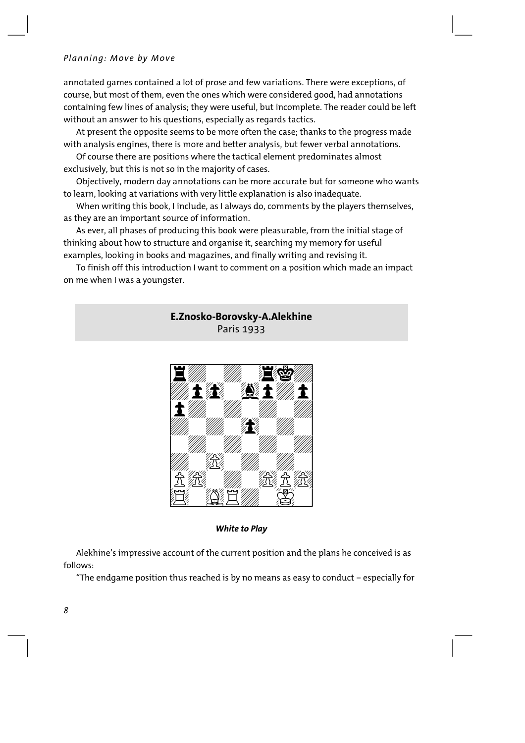annotated games contained a lot of prose and few variations. There were exceptions, of course, but most of them, even the ones which were considered good, had annotations containing few lines of analysis; they were useful, but incomplete. The reader could be left without an answer to his questions, especially as regards tactics.

At present the opposite seems to be more often the case; thanks to the progress made with analysis engines, there is more and better analysis, but fewer verbal annotations.

Of course there are positions where the tactical element predominates almost exclusively, but this is not so in the majority of cases.

Objectively, modern day annotations can be more accurate but for someone who wants to learn, looking at variations with very little explanation is also inadequate.

When writing this book, I include, as I always do, comments by the players themselves, as they are an important source of information.

As ever, all phases of producing this book were pleasurable, from the initial stage of thinking about how to structure and organise it, searching my memory for useful examples, looking in books and magazines, and finally writing and revising it.

To finish off this introduction I want to comment on a position which made an impact on me when I was a youngster.

**E.Znosko-Borovsky-A.Alekhine**
Paris 1933

***White to Play***

Alekhine's impressive account of the current position and the plans he conceived is as follows:

"The endgame position thus reached is by no means as easy to conduct – especially for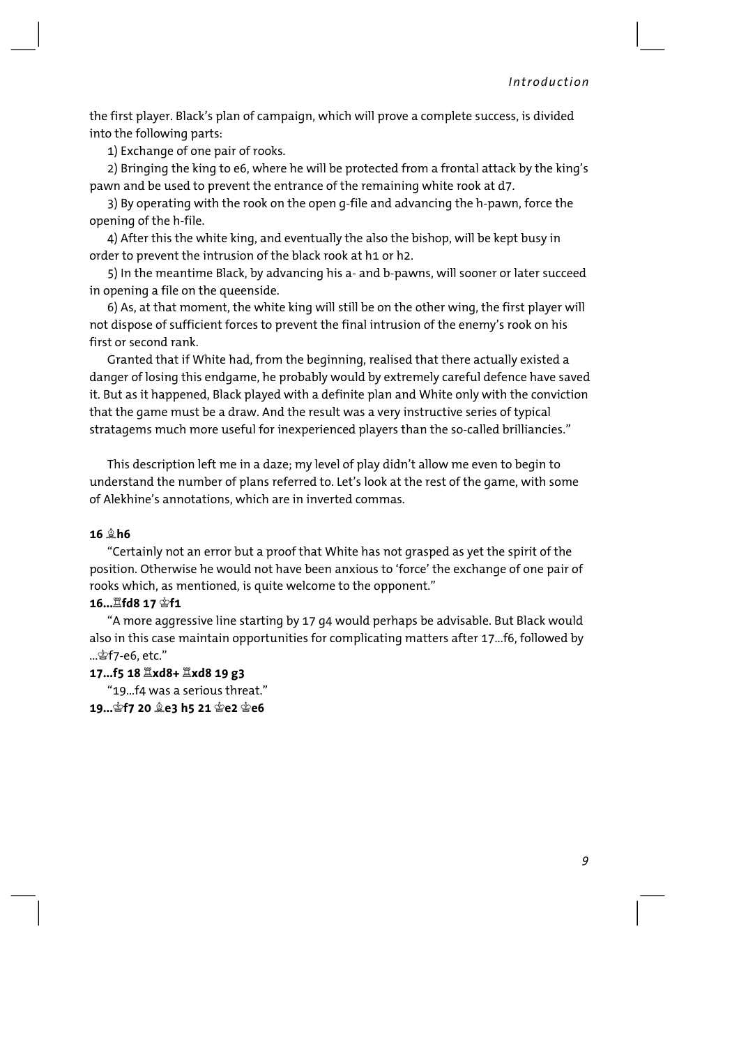the first player. Black's plan of campaign, which will prove a complete success, is divided into the following parts:

1) Exchange of one pair of rooks.

2) Bringing the king to e6, where he will be protected from a frontal attack by the king's pawn and be used to prevent the entrance of the remaining white rook at d7.

3) By operating with the rook on the open g-file and advancing the h-pawn, force the opening of the h-file.

4) After this the white king, and eventually the also the bishop, will be kept busy in order to prevent the intrusion of the black rook at h1 or h2.

5) In the meantime Black, by advancing his a- and b-pawns, will sooner or later succeed in opening a file on the queenside.

6) As, at that moment, the white king will still be on the other wing, the first player will not dispose of sufficient forces to prevent the final intrusion of the enemy's rook on his first or second rank.

Granted that if White had, from the beginning, realised that there actually existed a danger of losing this endgame, he probably would by extremely careful defence have saved it. But as it happened, Black played with a definite plan and White only with the conviction that the game must be a draw. And the result was a very instructive series of typical stratagems much more useful for inexperienced players than the so-called brilliancies."

This description left me in a daze; my level of play didn't allow me even to begin to understand the number of plans referred to. Let's look at the rest of the game, with some of Alekhine's annotations, which are in inverted commas.

**16 ♗h6**

"Certainly not an error but a proof that White has not grasped as yet the spirit of the position. Otherwise he would not have been anxious to 'force' the exchange of one pair of rooks which, as mentioned, is quite welcome to the opponent."

**16...♖fd8 17 ♔f1**

"A more aggressive line starting by 17 g4 would perhaps be advisable. But Black would also in this case maintain opportunities for complicating matters after 17...f6, followed by ...♔f7-e6, etc."

**17...f5 18 ♖xd8+ ♖xd8 19 g3**

"19...f4 was a serious threat."

**19...♔f7 20 ♗e3 h5 21 ♔e2 ♔e6**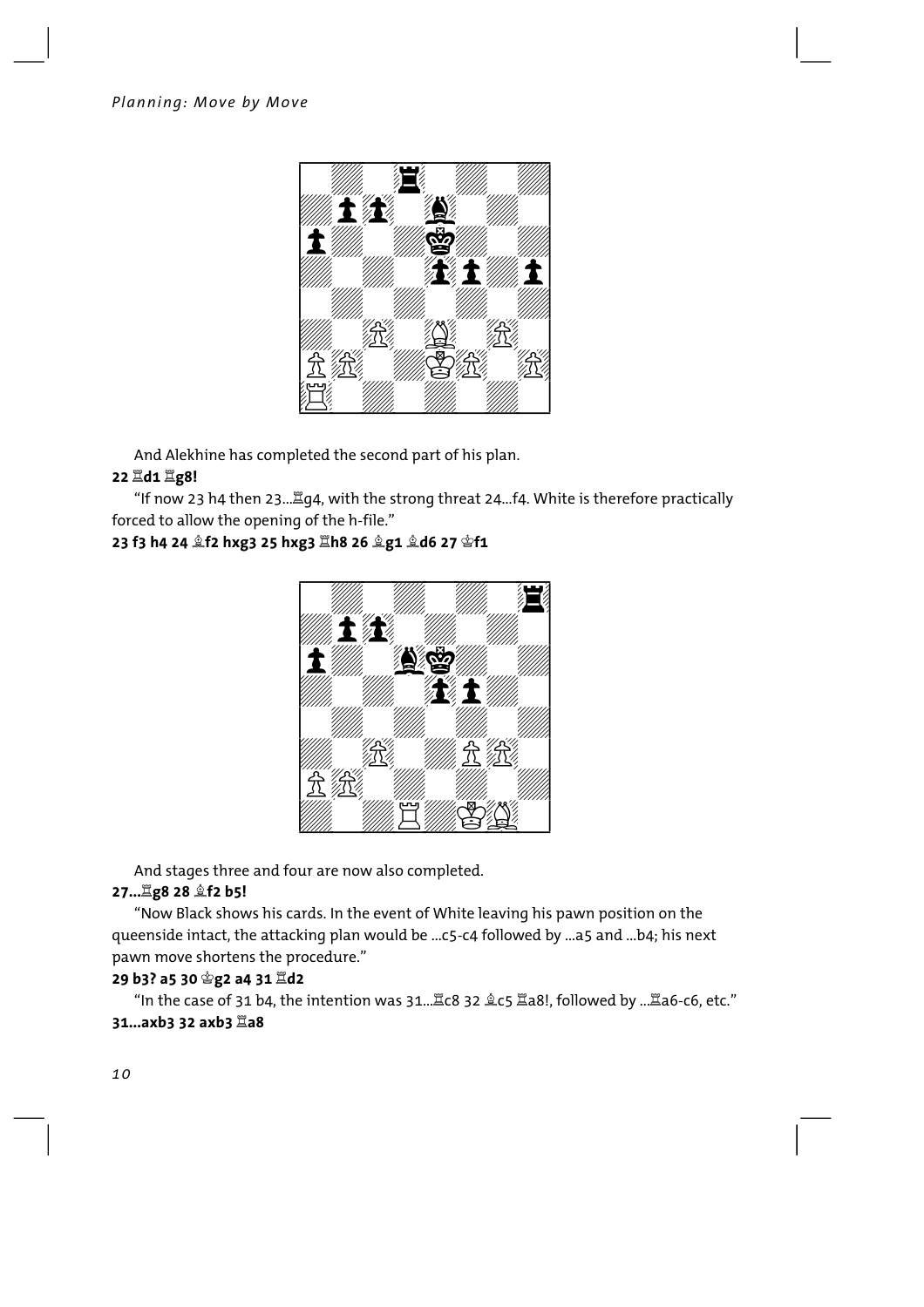And Alekhine has completed the second part of his plan.

**22 ♖d1 ♖g8!**

"If now 23 h4 then 23...♖g4, with the strong threat 24...f4. White is therefore practically forced to allow the opening of the h-file."

**23 f3 h4 24 ♗f2 hxg3 25 hxg3 ♖h8 26 ♗g1 ♗d6 27 ♔f1**

And stages three and four are now also completed.

**27...♖g8 28 ♗f2 b5!**

"Now Black shows his cards. In the event of White leaving his pawn position on the queenside intact, the attacking plan would be ...c5-c4 followed by ...a5 and ...b4; his next pawn move shortens the procedure."

**29 b3? a5 30 ♔g2 a4 31 ♖d2**

"In the case of 31 b4, the intention was 31...♖c8 32 ♗c5 ♖a8!, followed by ...♖a6-c6, etc."

**31...axb3 32 axb3 ♖a8**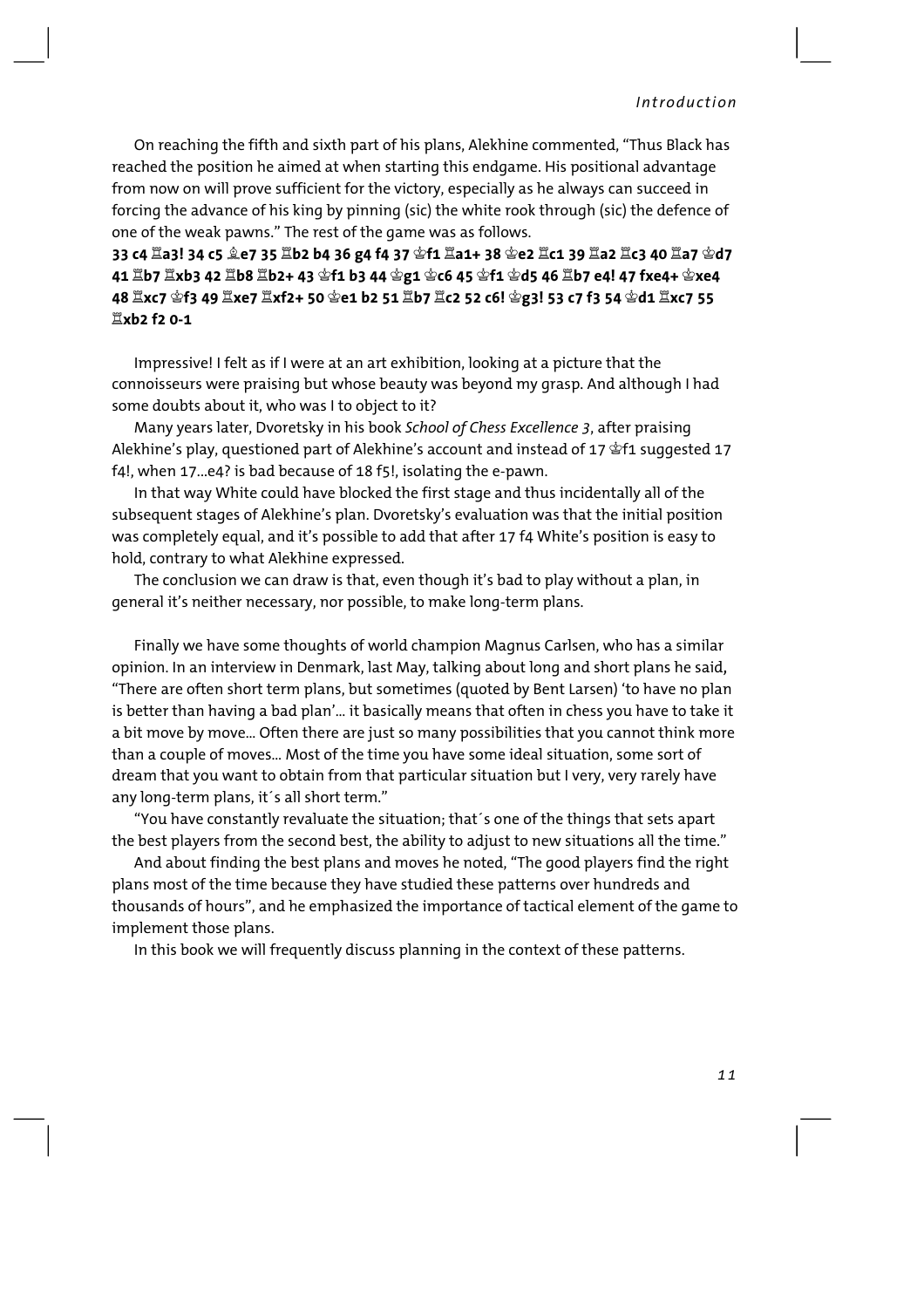On reaching the fifth and sixth part of his plans, Alekhine commented, "Thus Black has reached the position he aimed at when starting this endgame. His positional advantage from now on will prove sufficient for the victory, especially as he always can succeed in forcing the advance of his king by pinning (sic) the white rook through (sic) the defence of one of the weak pawns." The rest of the game was as follows.

**33 c4 ♖a3! 34 c5 ♗e7 35 ♖b2 b4 36 g4 f4 37 ♔f1 ♖a1+ 38 ♔e2 ♖c1 39 ♖a2 ♖c3 40 ♖a7 ♔d7 41 ♖b7 ♖xb3 42 ♖b8 ♖b2+ 43 ♔f1 b3 44 ♔g1 ♔c6 45 ♔f1 ♔d5 46 ♖b7 e4! 47 fxe4+ ♔xe4 48 ♖xc7 ♔f3 49 ♖xe7 ♖xf2+ 50 ♔e1 b2 51 ♖b7 ♖c2 52 c6! ♔g3! 53 c7 f3 54 ♔d1 ♖xc7 55 ♖xb2 f2 0-1**

Impressive! I felt as if I were at an art exhibition, looking at a picture that the connoisseurs were praising but whose beauty was beyond my grasp. And although I had some doubts about it, who was I to object to it?

Many years later, Dvoretsky in his book *School of Chess Excellence 3*, after praising Alekhine's play, questioned part of Alekhine's account and instead of 17 ♔f1 suggested 17 f4!, when 17...e4? is bad because of 18 f5!, isolating the e-pawn.

In that way White could have blocked the first stage and thus incidentally all of the subsequent stages of Alekhine's plan. Dvoretsky's evaluation was that the initial position was completely equal, and it's possible to add that after 17 f4 White's position is easy to hold, contrary to what Alekhine expressed.

The conclusion we can draw is that, even though it's bad to play without a plan, in general it's neither necessary, nor possible, to make long-term plans.

Finally we have some thoughts of world champion Magnus Carlsen, who has a similar opinion. In an interview in Denmark, last May, talking about long and short plans he said, "There are often short term plans, but sometimes (quoted by Bent Larsen) 'to have no plan is better than having a bad plan'... it basically means that often in chess you have to take it a bit move by move... Often there are just so many possibilities that you cannot think more than a couple of moves... Most of the time you have some ideal situation, some sort of dream that you want to obtain from that particular situation but I very, very rarely have any long-term plans, it´s all short term."

"You have constantly revaluate the situation; that´s one of the things that sets apart the best players from the second best, the ability to adjust to new situations all the time."

And about finding the best plans and moves he noted, "The good players find the right plans most of the time because they have studied these patterns over hundreds and thousands of hours", and he emphasized the importance of tactical element of the game to implement those plans.

In this book we will frequently discuss planning in the context of these patterns.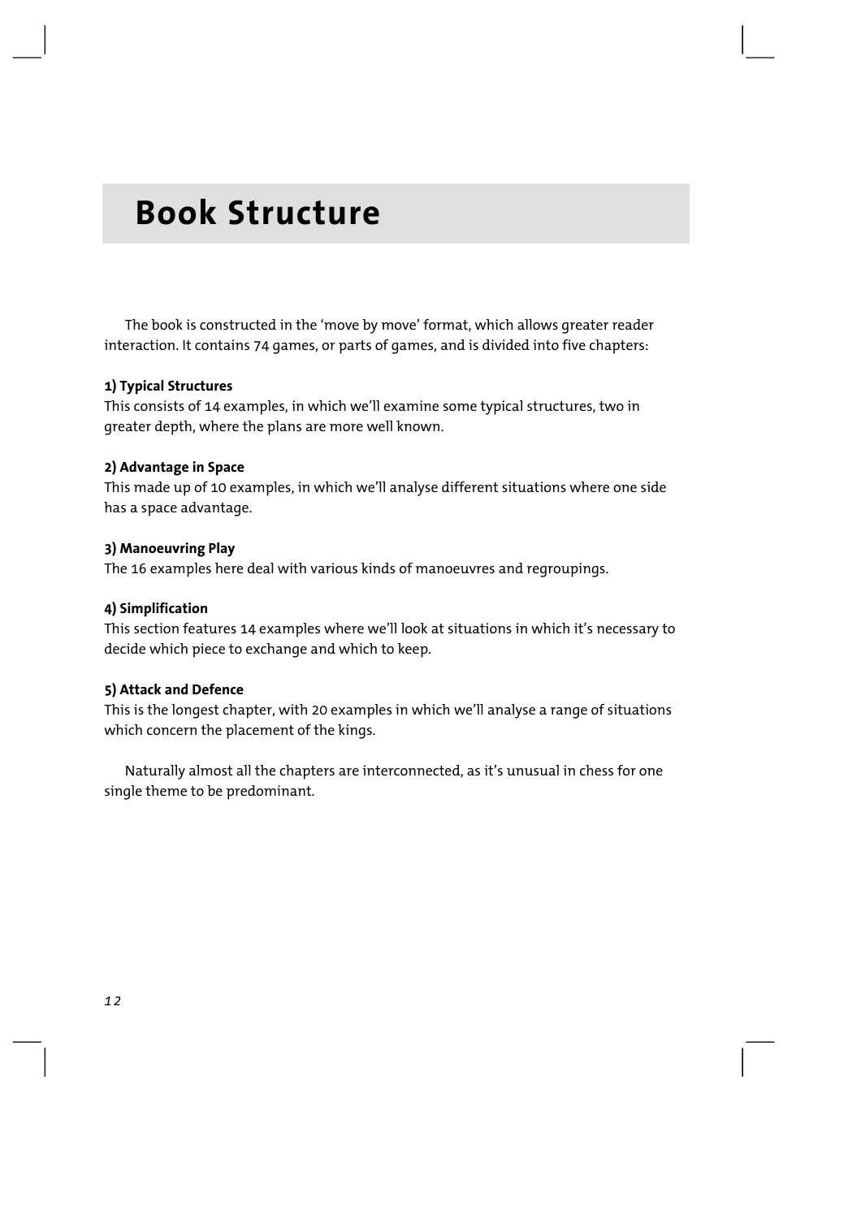# Book Structure

The book is constructed in the 'move by move' format, which allows greater reader interaction. It contains 74 games, or parts of games, and is divided into five chapters:

**1) Typical Structures**
This consists of 14 examples, in which we'll examine some typical structures, two in greater depth, where the plans are more well known.

**2) Advantage in Space**
This made up of 10 examples, in which we'll analyse different situations where one side has a space advantage.

**3) Manoeuvring Play**
The 16 examples here deal with various kinds of manoeuvres and regroupings.

**4) Simplification**
This section features 14 examples where we'll look at situations in which it's necessary to decide which piece to exchange and which to keep.

**5) Attack and Defence**
This is the longest chapter, with 20 examples in which we'll analyse a range of situations which concern the placement of the kings.

Naturally almost all the chapters are interconnected, as it's unusual in chess for one single theme to be predominant.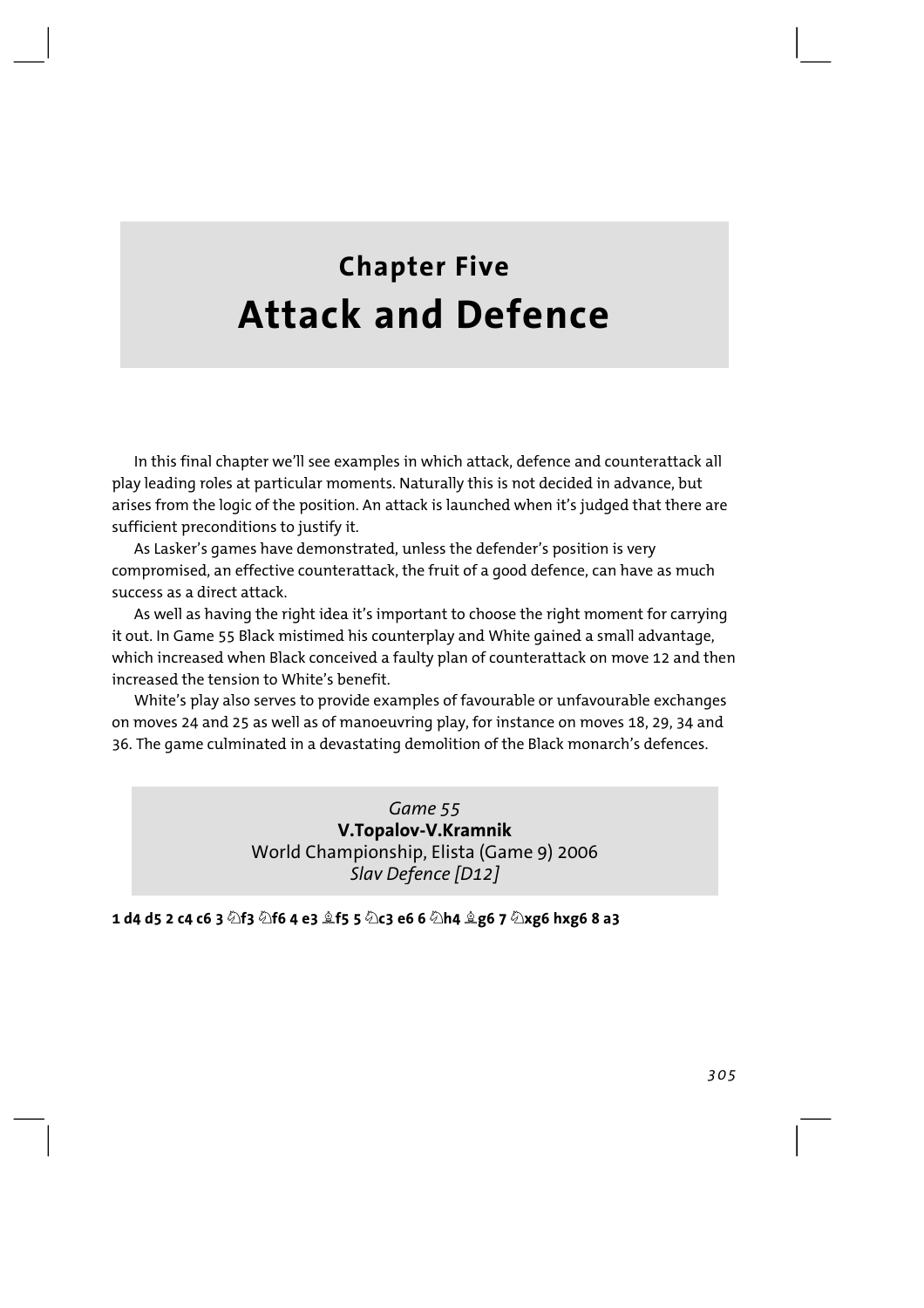# Chapter Five
# Attack and Defence

In this final chapter we'll see examples in which attack, defence and counterattack all play leading roles at particular moments. Naturally this is not decided in advance, but arises from the logic of the position. An attack is launched when it's judged that there are sufficient preconditions to justify it.

As Lasker's games have demonstrated, unless the defender's position is very compromised, an effective counterattack, the fruit of a good defence, can have as much success as a direct attack.

As well as having the right idea it's important to choose the right moment for carrying it out. In Game 55 Black mistimed his counterplay and White gained a small advantage, which increased when Black conceived a faulty plan of counterattack on move 12 and then increased the tension to White's benefit.

White's play also serves to provide examples of favourable or unfavourable exchanges on moves 24 and 25 as well as of manoeuvring play, for instance on moves 18, 29, 34 and 36. The game culminated in a devastating demolition of the Black monarch's defences.

*Game 55*
**V.Topalov-V.Kramnik**
World Championship, Elista (Game 9) 2006
*Slav Defence [D12]*

**1 d4 d5 2 c4 c6 3 ♘f3 ♘f6 4 e3 ♗f5 5 ♘c3 e6 6 ♘h4 ♗g6 7 ♘xg6 hxg6 8 a3**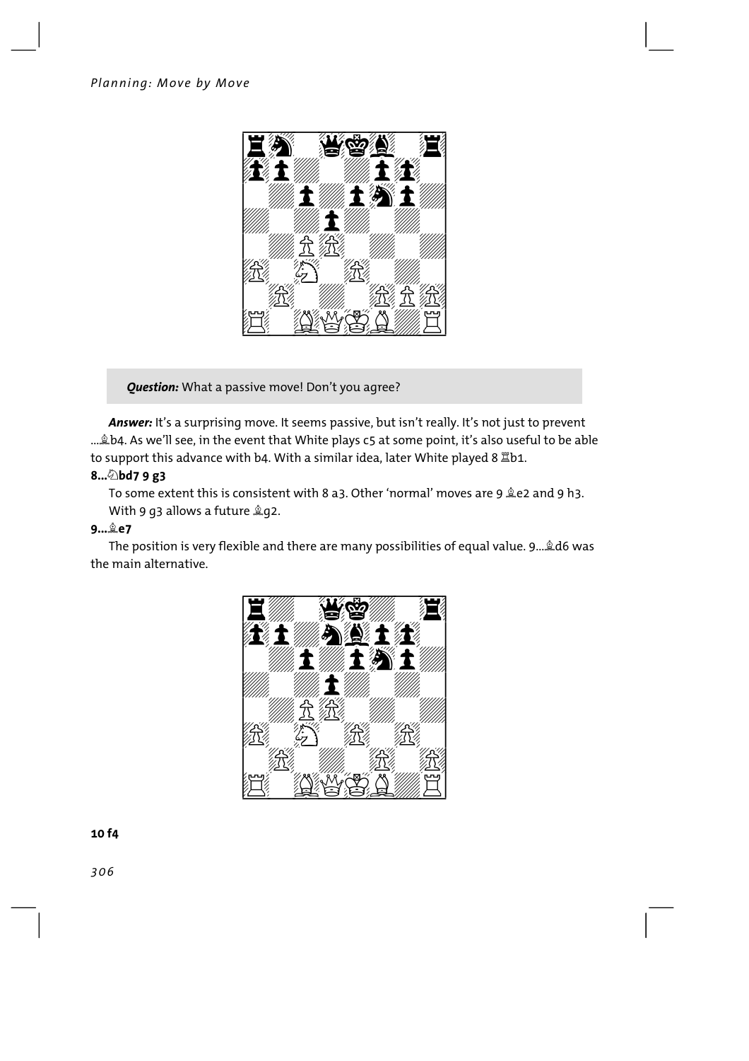**Question:** What a passive move! Don't you agree?

***Answer:*** It's a surprising move. It seems passive, but isn't really. It's not just to prevent ...♗b4. As we'll see, in the event that White plays c5 at some point, it's also useful to be able to support this advance with b4. With a similar idea, later White played 8 ♖b1.

**8...♘bd7 9 g3**

To some extent this is consistent with 8 a3. Other 'normal' moves are 9 ♗e2 and 9 h3. With 9 g3 allows a future ♗g2.

**9...♗e7**

The position is very flexible and there are many possibilities of equal value. 9...♗d6 was the main alternative.

**10 f4**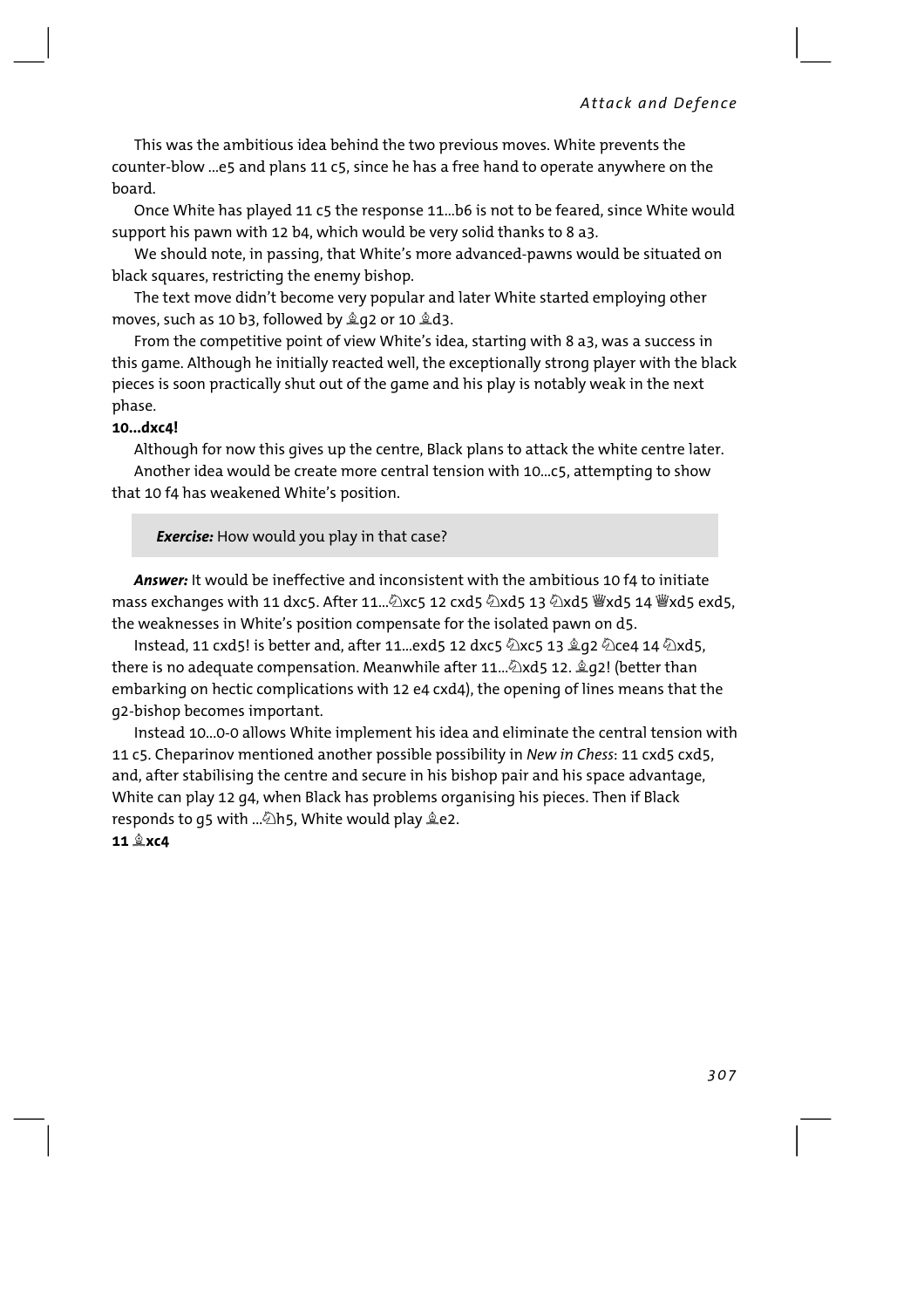This was the ambitious idea behind the two previous moves. White prevents the counter-blow ...e5 and plans 11 c5, since he has a free hand to operate anywhere on the board.

Once White has played 11 c5 the response 11...b6 is not to be feared, since White would support his pawn with 12 b4, which would be very solid thanks to 8 a3.

We should note, in passing, that White's more advanced-pawns would be situated on black squares, restricting the enemy bishop.

The text move didn't become very popular and later White started employing other moves, such as 10 b3, followed by ♗g2 or 10 ♗d3.

From the competitive point of view White's idea, starting with 8 a3, was a success in this game. Although he initially reacted well, the exceptionally strong player with the black pieces is soon practically shut out of the game and his play is notably weak in the next phase.

**10...dxc4!**

Although for now this gives up the centre, Black plans to attack the white centre later.

Another idea would be create more central tension with 10...c5, attempting to show that 10 f4 has weakened White's position.

> ***Exercise:*** How would you play in that case?

***Answer:*** It would be ineffective and inconsistent with the ambitious 10 f4 to initiate mass exchanges with 11 dxc5. After 11...♘xc5 12 cxd5 ♘xd5 13 ♘xd5 ♕xd5 14 ♕xd5 exd5, the weaknesses in White's position compensate for the isolated pawn on d5.

Instead, 11 cxd5! is better and, after 11...exd5 12 dxc5 ♘xc5 13 ♗g2 ♘ce4 14 ♘xd5, there is no adequate compensation. Meanwhile after 11...♘xd5 12. ♗g2! (better than embarking on hectic complications with 12 e4 cxd4), the opening of lines means that the g2-bishop becomes important.

Instead 10...0-0 allows White implement his idea and eliminate the central tension with 11 c5. Cheparinov mentioned another possible possibility in *New in Chess*: 11 cxd5 cxd5, and, after stabilising the centre and secure in his bishop pair and his space advantage, White can play 12 g4, when Black has problems organising his pieces. Then if Black responds to g5 with ...♘h5, White would play ♗e2.

**11 ♗xc4**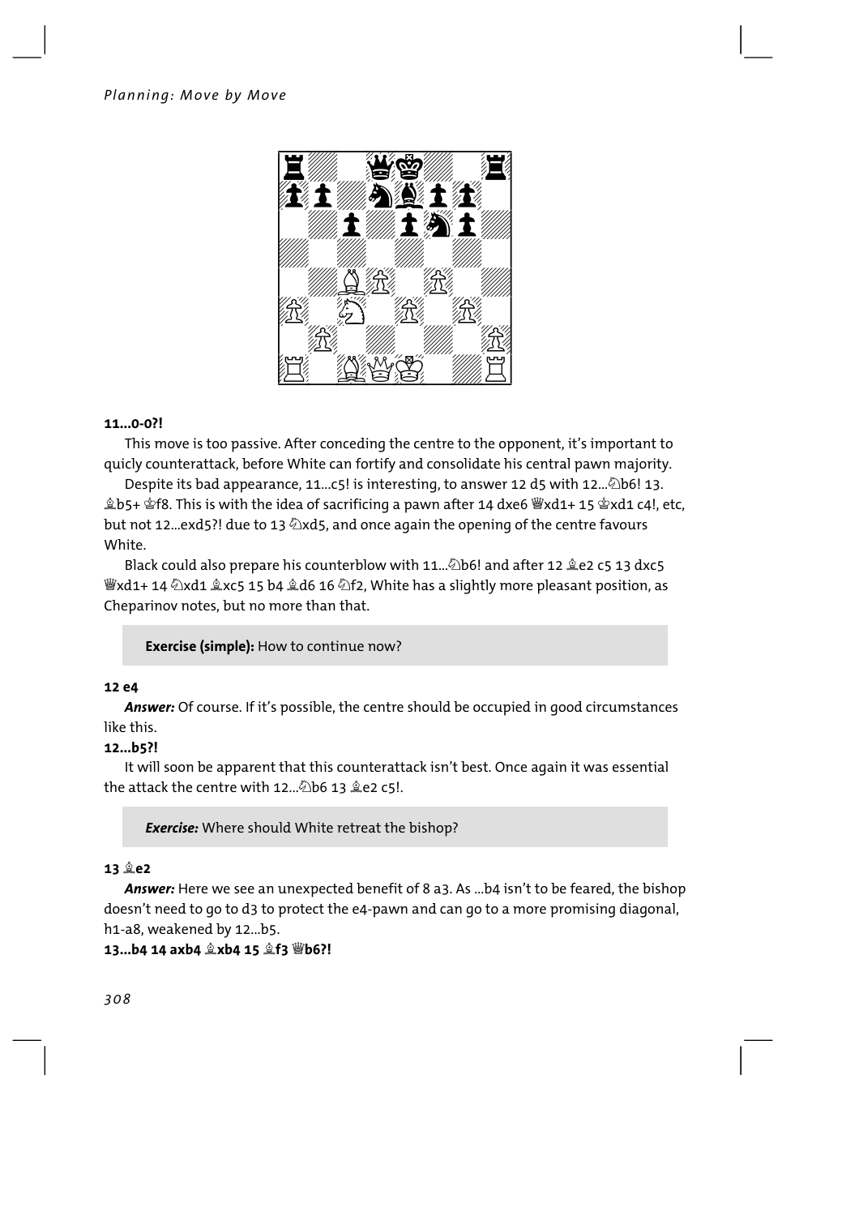**11...0-0?!**

This move is too passive. After conceding the centre to the opponent, it's important to quicly counterattack, before White can fortify and consolidate his central pawn majority.

Despite its bad appearance, 11...c5! is interesting, to answer 12 d5 with 12...♘b6! 13. ♗b5+ ♔f8. This is with the idea of sacrificing a pawn after 14 dxe6 ♕xd1+ 15 ♔xd1 c4!, etc, but not 12...exd5?! due to 13 ♘xd5, and once again the opening of the centre favours White.

Black could also prepare his counterblow with 11...♘b6! and after 12 ♗e2 c5 13 dxc5 ♕xd1+ 14 ♘xd1 ♗xc5 15 b4 ♗d6 16 ♘f2, White has a slightly more pleasant position, as Cheparinov notes, but no more than that.

> **Exercise (simple):** How to continue now?

**12 e4**

***Answer:*** Of course. If it's possible, the centre should be occupied in good circumstances like this.

**12...b5?!**

It will soon be apparent that this counterattack isn't best. Once again it was essential the attack the centre with 12...♘b6 13 ♗e2 c5!.

> ***Exercise:*** Where should White retreat the bishop?

**13 ♗e2**

***Answer:*** Here we see an unexpected benefit of 8 a3. As ...b4 isn't to be feared, the bishop doesn't need to go to d3 to protect the e4-pawn and can go to a more promising diagonal, h1-a8, weakened by 12...b5.

**13...b4 14 axb4 ♗xb4 15 ♗f3 ♕b6?!**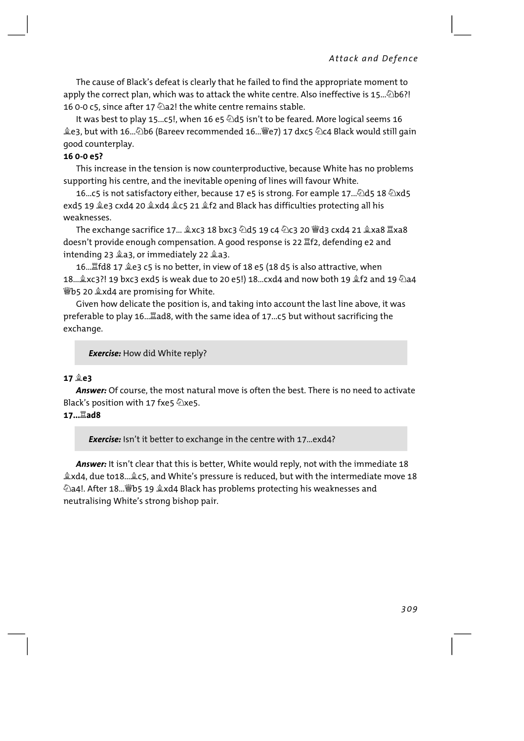The cause of Black's defeat is clearly that he failed to find the appropriate moment to apply the correct plan, which was to attack the white centre. Also ineffective is 15...♘b6?! 16 0-0 c5, since after 17 ♘a2! the white centre remains stable.

It was best to play 15...c5!, when 16 e5 ♘d5 isn't to be feared. More logical seems 16 ♗e3, but with 16...♘b6 (Bareev recommended 16...♕e7) 17 dxc5 ♘c4 Black would still gain good counterplay.

**16 0-0 e5?**

This increase in the tension is now counterproductive, because White has no problems supporting his centre, and the inevitable opening of lines will favour White.

16...c5 is not satisfactory either, because 17 e5 is strong. For eample 17...♘d5 18 ♘xd5 exd5 19 ♗e3 cxd4 20 ♗xd4 ♗c5 21 ♗f2 and Black has difficulties protecting all his weaknesses.

The exchange sacrifice 17... ♗xc3 18 bxc3 ♘d5 19 c4 ♘c3 20 ♕d3 cxd4 21 ♗xa8 ♖xa8 doesn't provide enough compensation. A good response is 22 ♖f2, defending e2 and intending 23 ♗a3, or immediately 22 ♗a3.

16...♖fd8 17 ♗e3 c5 is no better, in view of 18 e5 (18 d5 is also attractive, when 18...♗xc3?! 19 bxc3 exd5 is weak due to 20 e5!) 18...cxd4 and now both 19 ♗f2 and 19 ♘a4 ♕b5 20 ♗xd4 are promising for White.

Given how delicate the position is, and taking into account the last line above, it was preferable to play 16...♖ad8, with the same idea of 17...c5 but without sacrificing the exchange.

> ***Exercise:*** How did White reply?

**17 ♗e3**

***Answer:*** Of course, the most natural move is often the best. There is no need to activate Black's position with 17 fxe5 ♘xe5.

**17...♖ad8**

> ***Exercise:*** Isn't it better to exchange in the centre with 17...exd4?

***Answer:*** It isn't clear that this is better, White would reply, not with the immediate 18 ♗xd4, due to18...♗c5, and White's pressure is reduced, but with the intermediate move 18 ♘a4!. After 18...♕b5 19 ♗xd4 Black has problems protecting his weaknesses and neutralising White's strong bishop pair.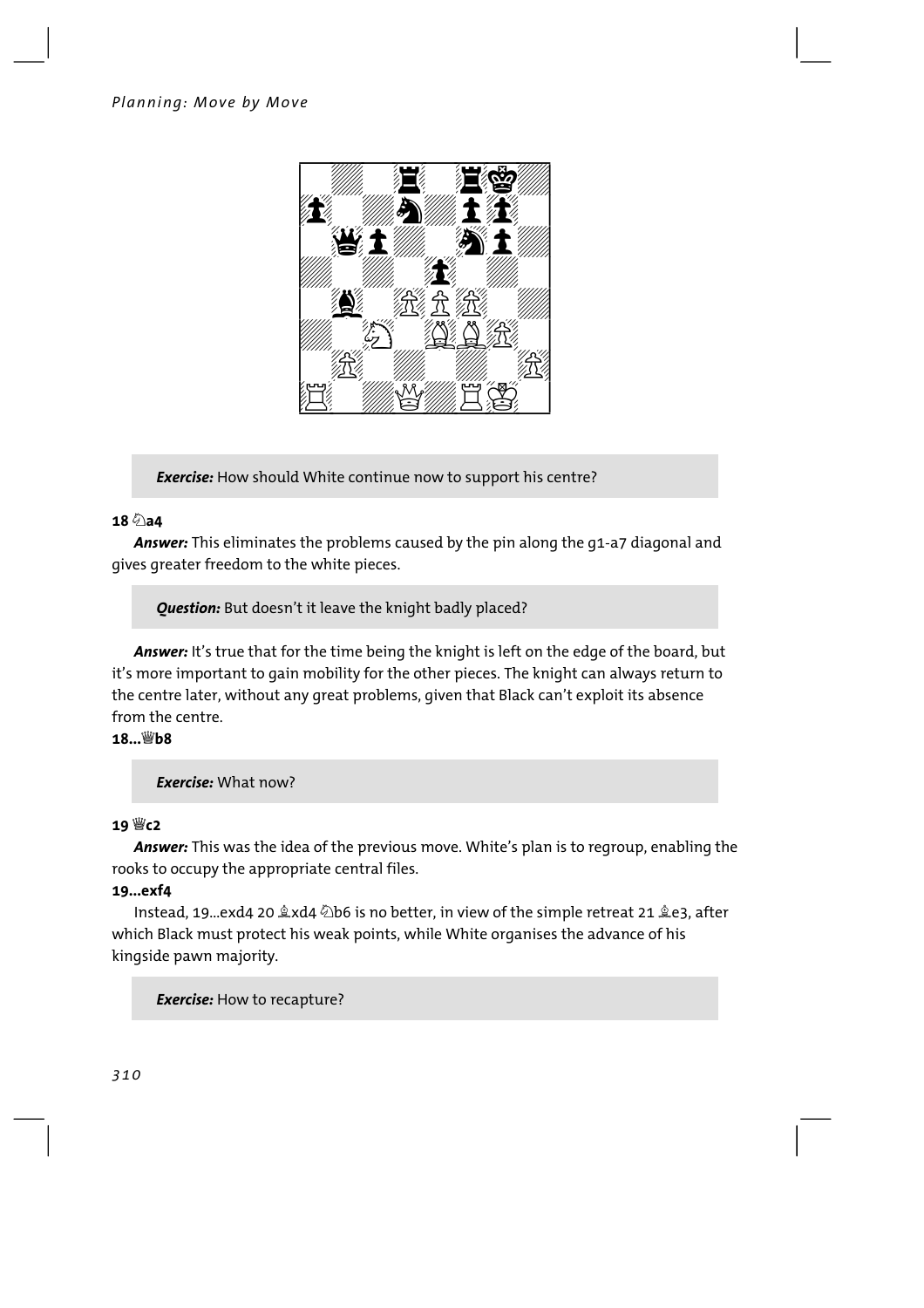***Exercise:*** How should White continue now to support his centre?

**18 ♘a4**

***Answer:*** This eliminates the problems caused by the pin along the g1-a7 diagonal and gives greater freedom to the white pieces.

***Question:*** But doesn't it leave the knight badly placed?

***Answer:*** It's true that for the time being the knight is left on the edge of the board, but it's more important to gain mobility for the other pieces. The knight can always return to the centre later, without any great problems, given that Black can't exploit its absence from the centre.

**18...♕b8**

***Exercise:*** What now?

**19 ♕c2**

***Answer:*** This was the idea of the previous move. White's plan is to regroup, enabling the rooks to occupy the appropriate central files.

**19...exf4**

Instead, 19...exd4 20 ♗xd4 ♘b6 is no better, in view of the simple retreat 21 ♗e3, after which Black must protect his weak points, while White organises the advance of his kingside pawn majority.

***Exercise:*** How to recapture?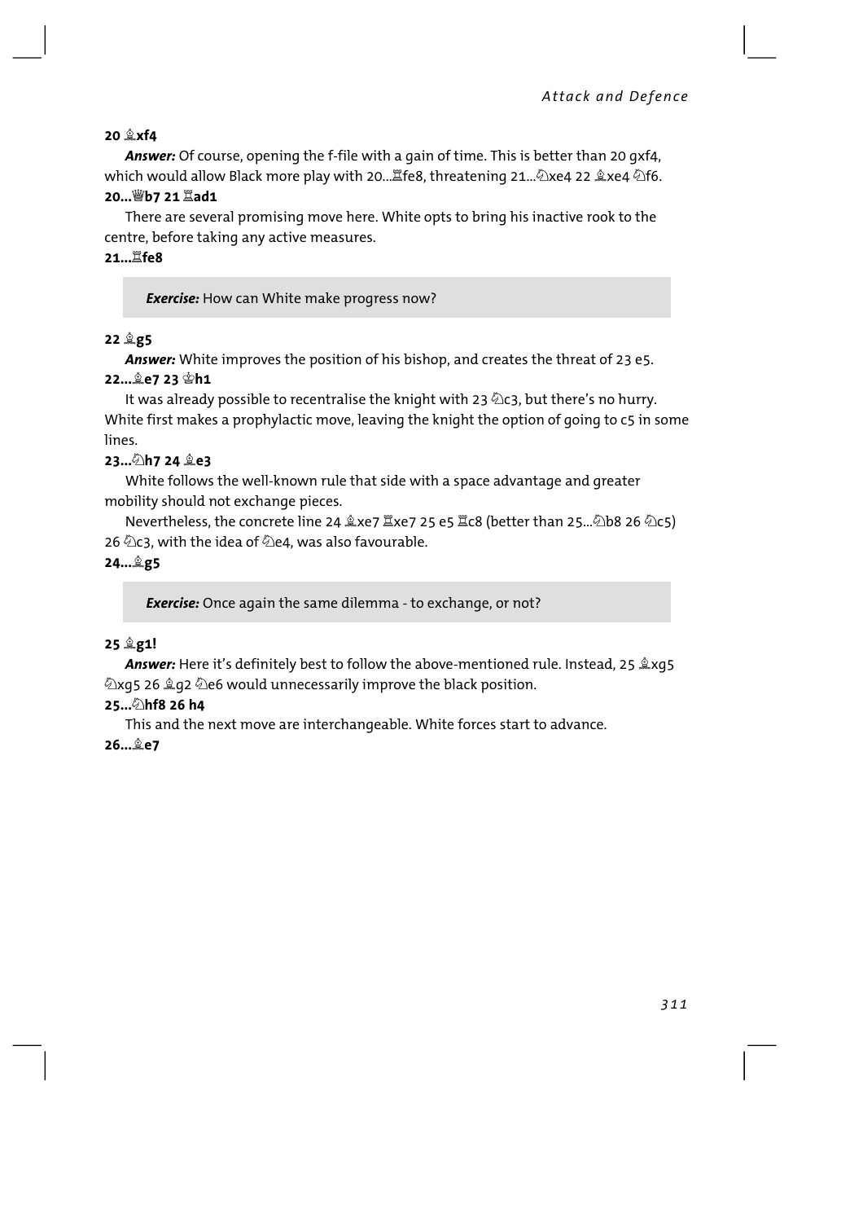**20 ♗xf4**

***Answer:*** Of course, opening the f-file with a gain of time. This is better than 20 gxf4, which would allow Black more play with 20...♖fe8, threatening 21...♘xe4 22 ♗xe4 ♘f6.

**20...♕b7 21 ♖ad1**

There are several promising move here. White opts to bring his inactive rook to the centre, before taking any active measures.

**21...♖fe8**

> ***Exercise:*** How can White make progress now?

**22 ♗g5**

***Answer:*** White improves the position of his bishop, and creates the threat of 23 e5.

**22...♗e7 23 ♔h1**

It was already possible to recentralise the knight with 23 ♘c3, but there's no hurry. White first makes a prophylactic move, leaving the knight the option of going to c5 in some lines.

**23...♘h7 24 ♗e3**

White follows the well-known rule that side with a space advantage and greater mobility should not exchange pieces.

Nevertheless, the concrete line 24 ♗xe7 ♖xe7 25 e5 ♖c8 (better than 25...♘b8 26 ♘c5) 26 ♘c3, with the idea of ♘e4, was also favourable.

**24...♗g5**

> ***Exercise:*** Once again the same dilemma - to exchange, or not?

**25 ♗g1!**

***Answer:*** Here it's definitely best to follow the above-mentioned rule. Instead, 25 ♗xg5 ♘xg5 26 ♗g2 ♘e6 would unnecessarily improve the black position.

**25...♘hf8 26 h4**

This and the next move are interchangeable. White forces start to advance.

**26...♗e7**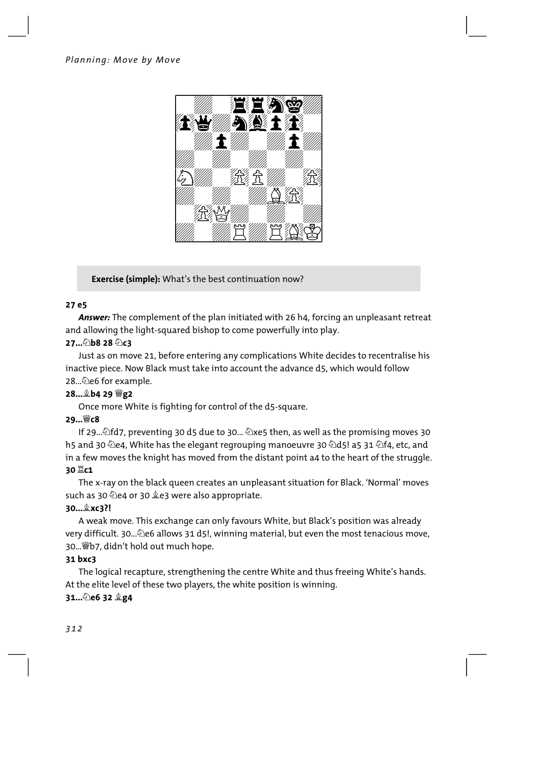**Exercise (simple):** What's the best continuation now?

**27 e5**

***Answer:*** The complement of the plan initiated with 26 h4, forcing an unpleasant retreat and allowing the light-squared bishop to come powerfully into play.

**27...♘b8 28 ♘c3**

Just as on move 21, before entering any complications White decides to recentralise his inactive piece. Now Black must take into account the advance d5, which would follow 28...♘e6 for example.

**28...♗b4 29 ♕g2**

Once more White is fighting for control of the d5-square.

**29...♕c8**

If 29...♘fd7, preventing 30 d5 due to 30... ♘xe5 then, as well as the promising moves 30 h5 and 30 ♘e4, White has the elegant regrouping manoeuvre 30 ♘d5! a5 31 ♘f4, etc, and in a few moves the knight has moved from the distant point a4 to the heart of the struggle.

**30 ♖c1**

The x-ray on the black queen creates an unpleasant situation for Black. 'Normal' moves such as 30 ♘e4 or 30 ♗e3 were also appropriate.

**30...♗xc3?!**

A weak move. This exchange can only favours White, but Black's position was already very difficult. 30...♘e6 allows 31 d5!, winning material, but even the most tenacious move, 30...♕b7, didn't hold out much hope.

**31 bxc3**

The logical recapture, strengthening the centre White and thus freeing White's hands. At the elite level of these two players, the white position is winning.

**31...♘e6 32 ♗g4**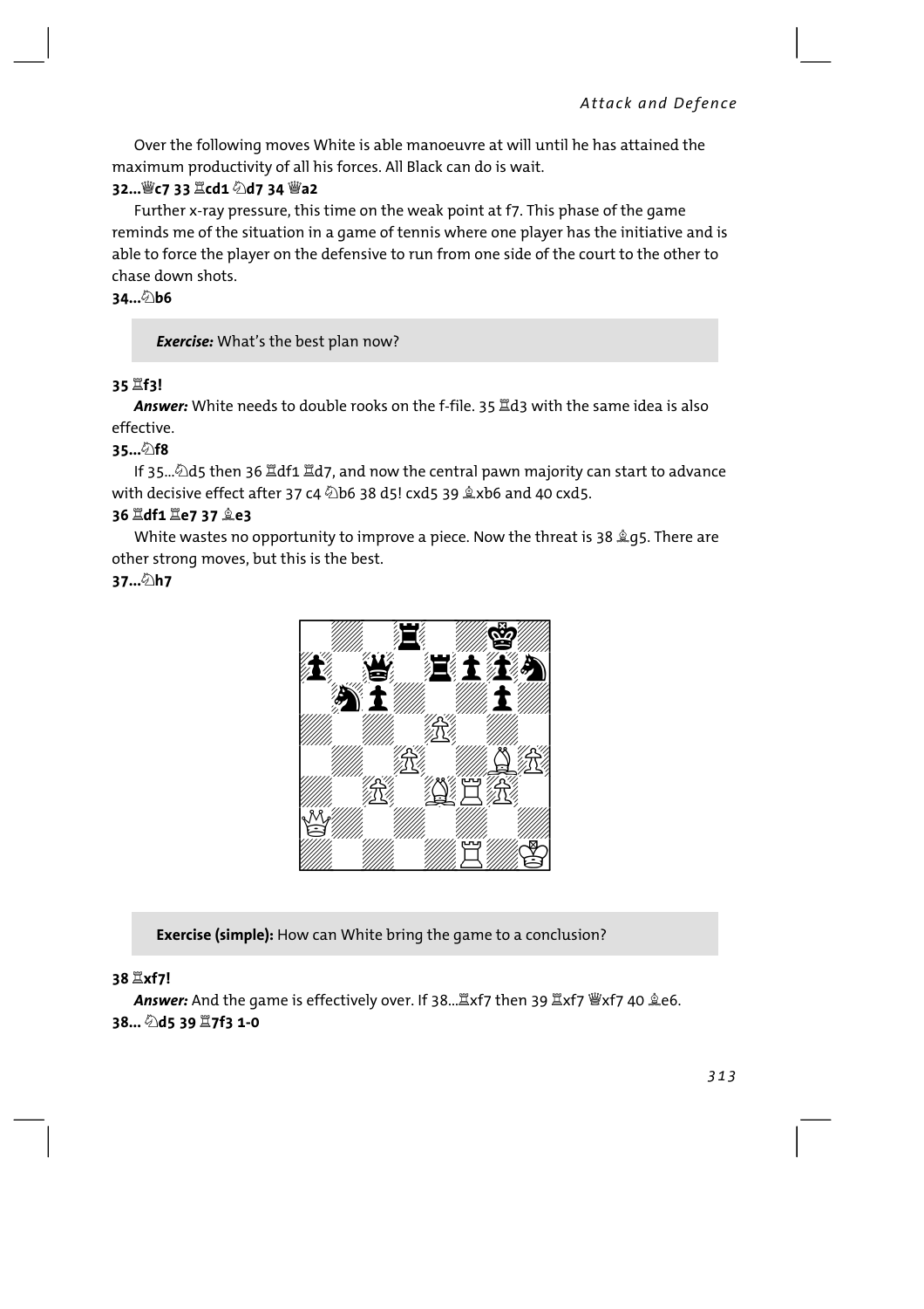Over the following moves White is able manoeuvre at will until he has attained the maximum productivity of all his forces. All Black can do is wait.

**32...♕c7 33 ♖cd1 ♘d7 34 ♕a2**

Further x-ray pressure, this time on the weak point at f7. This phase of the game reminds me of the situation in a game of tennis where one player has the initiative and is able to force the player on the defensive to run from one side of the court to the other to chase down shots.

**34...♘b6**

> ***Exercise:*** What's the best plan now?

**35 ♖f3!**

***Answer:*** White needs to double rooks on the f-file. 35 ♖d3 with the same idea is also effective.

**35...♘f8**

If 35...♘d5 then 36 ♖df1 ♖d7, and now the central pawn majority can start to advance with decisive effect after 37 c4 ♘b6 38 d5! cxd5 39 ♗xb6 and 40 cxd5.

**36 ♖df1 ♖e7 37 ♗e3**

White wastes no opportunity to improve a piece. Now the threat is 38 ♗g5. There are other strong moves, but this is the best.

**37...♘h7**

> **Exercise (simple):** How can White bring the game to a conclusion?

**38 ♖xf7!**

***Answer:*** And the game is effectively over. If 38...♖xf7 then 39 ♖xf7 ♕xf7 40 ♗e6.

**38... ♘d5 39 ♖7f3 1-0**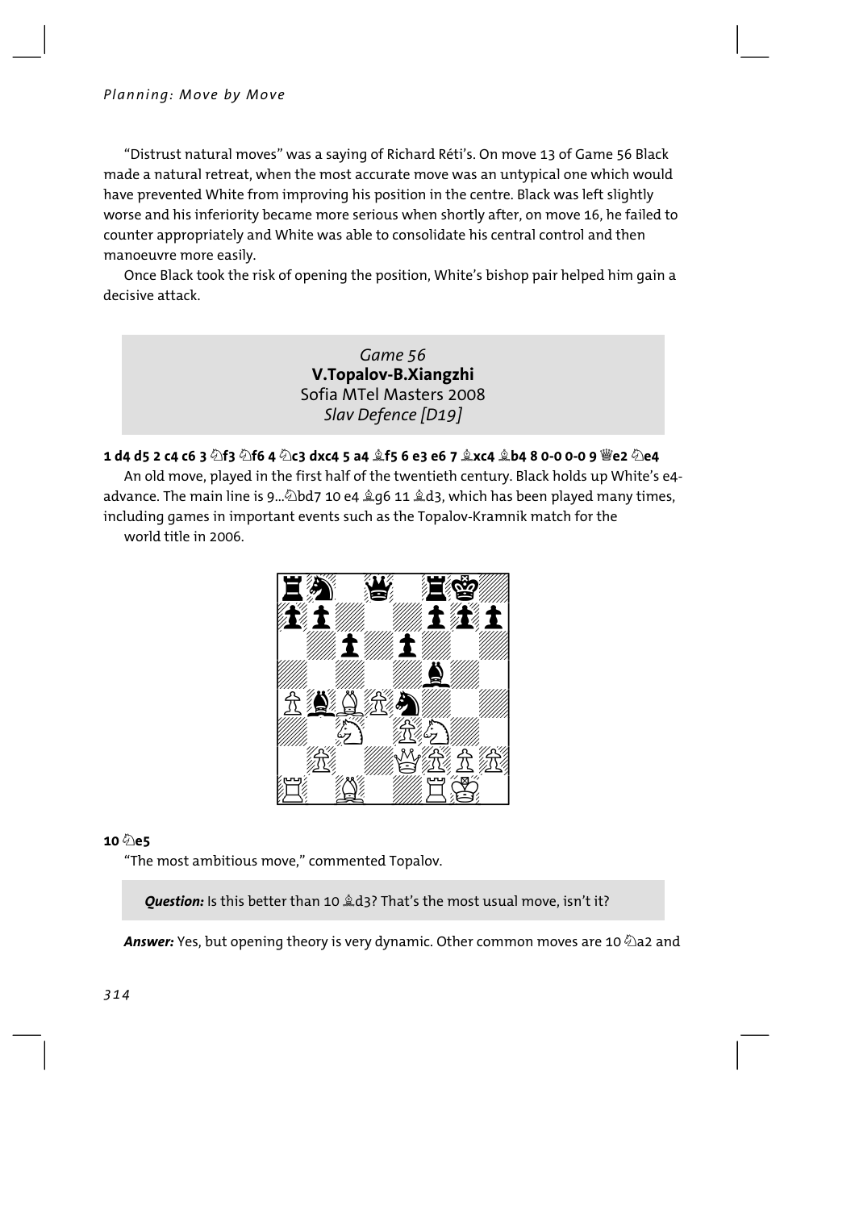"Distrust natural moves" was a saying of Richard Réti's. On move 13 of Game 56 Black made a natural retreat, when the most accurate move was an untypical one which would have prevented White from improving his position in the centre. Black was left slightly worse and his inferiority became more serious when shortly after, on move 16, he failed to counter appropriately and White was able to consolidate his central control and then manoeuvre more easily.

Once Black took the risk of opening the position, White's bishop pair helped him gain a decisive attack.

## *Game 56*
### **V.Topalov-B.Xiangzhi**
Sofia MTel Masters 2008
*Slav Defence [D19]*

**1 d4 d5 2 c4 c6 3 ♘f3 ♘f6 4 ♘c3 dxc4 5 a4 ♗f5 6 e3 e6 7 ♗xc4 ♗b4 8 0-0 0-0 9 ♕e2 ♘e4**

An old move, played in the first half of the twentieth century. Black holds up White's e4-advance. The main line is 9...♘bd7 10 e4 ♗g6 11 ♗d3, which has been played many times, including games in important events such as the Topalov-Kramnik match for the world title in 2006.

**10 ♘e5**

"The most ambitious move," commented Topalov.

> ***Question:*** Is this better than 10 ♗d3? That's the most usual move, isn't it?

***Answer:*** Yes, but opening theory is very dynamic. Other common moves are 10 ♘a2 and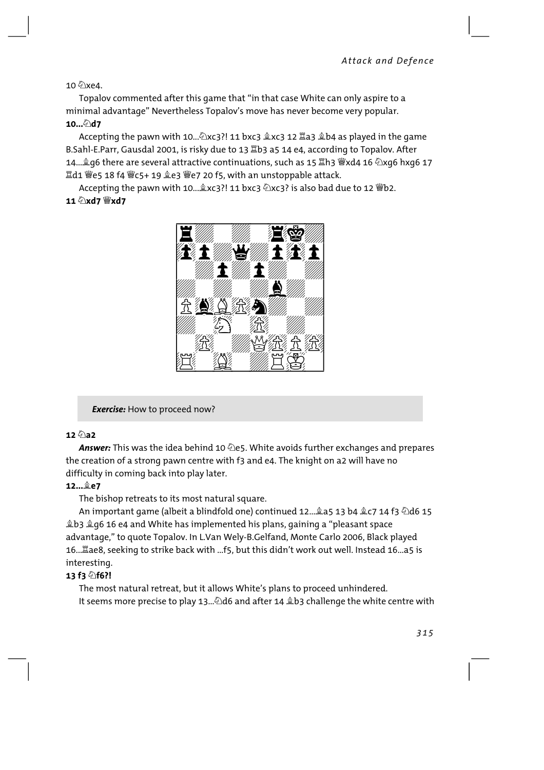10 ♘xe4.

Topalov commented after this game that "in that case White can only aspire to a minimal advantage" Nevertheless Topalov's move has never become very popular.

**10...♘d7**

Accepting the pawn with 10...♘xc3?! 11 bxc3 ♗xc3 12 ♖a3 ♗b4 as played in the game B.Sahl-E.Parr, Gausdal 2001, is risky due to 13 ♖b3 a5 14 e4, according to Topalov. After 14...♗g6 there are several attractive continuations, such as 15 ♖h3 ♕xd4 16 ♘xg6 hxg6 17 ♖d1 ♕e5 18 f4 ♕c5+ 19 ♗e3 ♕e7 20 f5, with an unstoppable attack.

Accepting the pawn with 10...♗xc3?! 11 bxc3 ♘xc3? is also bad due to 12 ♕b2.

**11 ♘xd7 ♕xd7**

*Exercise:* How to proceed now?

**12 ♘a2**

***Answer:*** This was the idea behind 10 ♘e5. White avoids further exchanges and prepares the creation of a strong pawn centre with f3 and e4. The knight on a2 will have no difficulty in coming back into play later.

**12...♗e7**

The bishop retreats to its most natural square.

An important game (albeit a blindfold one) continued 12...♗a5 13 b4 ♗c7 14 f3 ♘d6 15 ♗b3 ♗g6 16 e4 and White has implemented his plans, gaining a "pleasant space advantage," to quote Topalov. In L.Van Wely-B.Gelfand, Monte Carlo 2006, Black played 16...♖ae8, seeking to strike back with ...f5, but this didn't work out well. Instead 16...a5 is interesting.

**13 f3 ♘f6?!**

The most natural retreat, but it allows White's plans to proceed unhindered.

It seems more precise to play 13...♘d6 and after 14 ♗b3 challenge the white centre with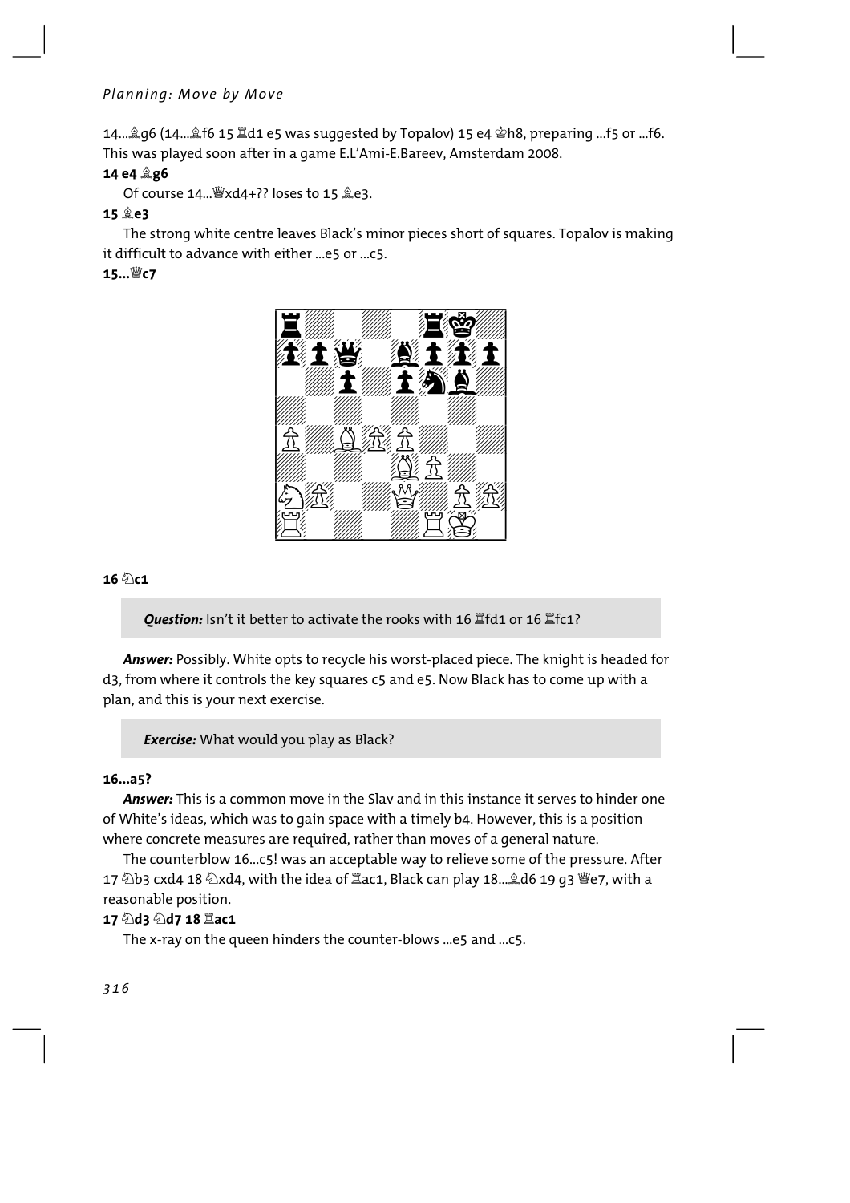14...♗g6 (14...♗f6 15 ♖d1 e5 was suggested by Topalov) 15 e4 ♔h8, preparing ...f5 or ...f6. This was played soon after in a game E.L'Ami-E.Bareev, Amsterdam 2008.

**14 e4 ♗g6**

Of course 14...♕xd4+?? loses to 15 ♗e3.

**15 ♗e3**

The strong white centre leaves Black's minor pieces short of squares. Topalov is making it difficult to advance with either ...e5 or ...c5.

**15...♕c7**

**16 ♘c1**

> ***Question:*** Isn't it better to activate the rooks with 16 ♖fd1 or 16 ♖fc1?

***Answer:*** Possibly. White opts to recycle his worst-placed piece. The knight is headed for d3, from where it controls the key squares c5 and e5. Now Black has to come up with a plan, and this is your next exercise.

> ***Exercise:*** What would you play as Black?

**16...a5?**

***Answer:*** This is a common move in the Slav and in this instance it serves to hinder one of White's ideas, which was to gain space with a timely b4. However, this is a position where concrete measures are required, rather than moves of a general nature.

The counterblow 16...c5! was an acceptable way to relieve some of the pressure. After 17 ♘b3 cxd4 18 ♘xd4, with the idea of ♖ac1, Black can play 18...♗d6 19 g3 ♕e7, with a reasonable position.

**17 ♘d3 ♘d7 18 ♖ac1**

The x-ray on the queen hinders the counter-blows ...e5 and ...c5.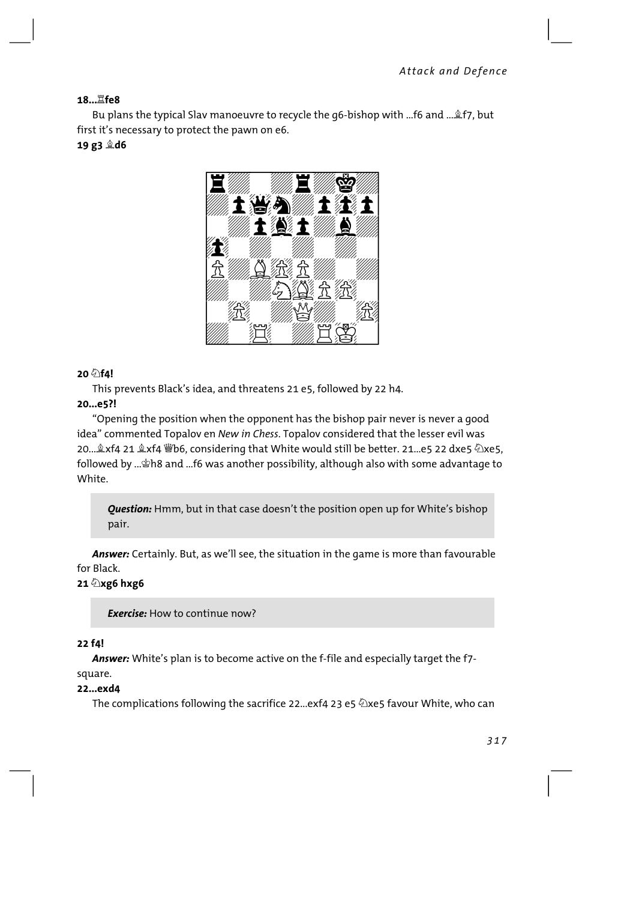**18...♖fe8**

Bu plans the typical Slav manoeuvre to recycle the g6-bishop with ...f6 and ...♗f7, but first it's necessary to protect the pawn on e6.

**19 g3 ♗d6**

**20 ♘f4!**

This prevents Black's idea, and threatens 21 e5, followed by 22 h4.

**20...e5?!**

"Opening the position when the opponent has the bishop pair never is never a good idea" commented Topalov en *New in Chess*. Topalov considered that the lesser evil was 20...♗xf4 21 ♗xf4 ♕b6, considering that White would still be better. 21...e5 22 dxe5 ♘xe5, followed by ...♔h8 and ...f6 was another possibility, although also with some advantage to White.

> ***Question:*** Hmm, but in that case doesn't the position open up for White's bishop pair.

***Answer:*** Certainly. But, as we'll see, the situation in the game is more than favourable for Black.

**21 ♘xg6 hxg6**

> ***Exercise:*** How to continue now?

**22 f4!**

***Answer:*** White's plan is to become active on the f-file and especially target the f7-square.

**22...exd4**

The complications following the sacrifice 22...exf4 23 e5 ♘xe5 favour White, who can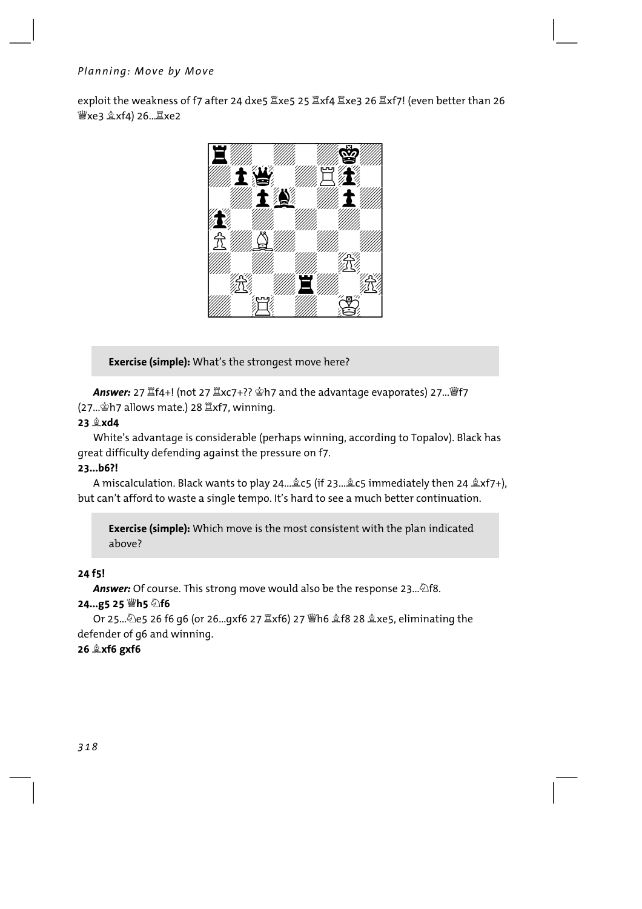exploit the weakness of f7 after 24 dxe5 ♖xe5 25 ♖xf4 ♖xe3 26 ♖xf7! (even better than 26 ♕xe3 ♗xf4) 26...♖xe2

> **Exercise (simple):** What's the strongest move here?

***Answer:*** 27 ♖f4+! (not 27 ♖xc7+?? ♔h7 and the advantage evaporates) 27...♕f7 (27...♔h7 allows mate.) 28 ♖xf7, winning.

**23 ♗xd4**

White's advantage is considerable (perhaps winning, according to Topalov). Black has great difficulty defending against the pressure on f7.

**23...b6?!**

A miscalculation. Black wants to play 24...♗c5 (if 23...♗c5 immediately then 24 ♗xf7+), but can't afford to waste a single tempo. It's hard to see a much better continuation.

> **Exercise (simple):** Which move is the most consistent with the plan indicated above?

**24 f5!**

***Answer:*** Of course. This strong move would also be the response 23...♘f8.

**24...g5 25 ♕h5 ♘f6**

Or 25...♘e5 26 f6 g6 (or 26...gxf6 27 ♖xf6) 27 ♕h6 ♗f8 28 ♗xe5, eliminating the defender of g6 and winning.

**26 ♗xf6 gxf6**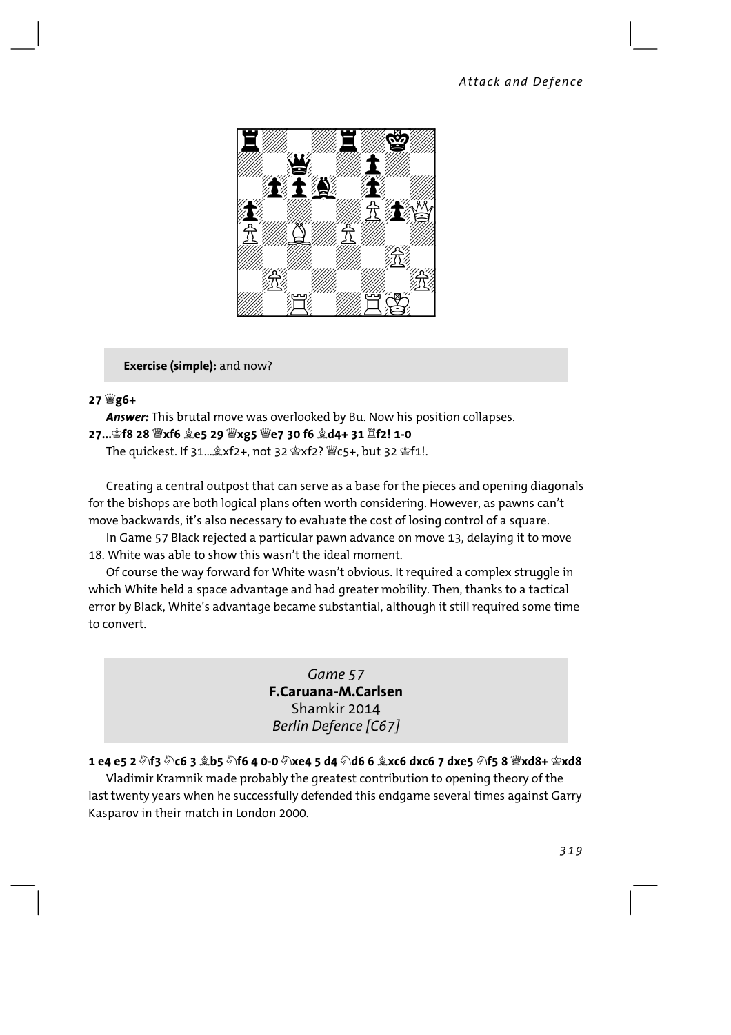**Exercise (simple):** and now?

**27 ♕g6+**

***Answer:*** This brutal move was overlooked by Bu. Now his position collapses.

**27...♔f8 28 ♕xf6 ♗e5 29 ♕xg5 ♕e7 30 f6 ♗d4+ 31 ♖f2! 1-0**

The quickest. If 31...♗xf2+, not 32 ♔xf2? ♕c5+, but 32 ♔f1!.

Creating a central outpost that can serve as a base for the pieces and opening diagonals for the bishops are both logical plans often worth considering. However, as pawns can't move backwards, it's also necessary to evaluate the cost of losing control of a square.

In Game 57 Black rejected a particular pawn advance on move 13, delaying it to move 18. White was able to show this wasn't the ideal moment.

Of course the way forward for White wasn't obvious. It required a complex struggle in which White held a space advantage and had greater mobility. Then, thanks to a tactical error by Black, White's advantage became substantial, although it still required some time to convert.

*Game 57*
**F.Caruana-M.Carlsen**
Shamkir 2014
*Berlin Defence [C67]*

**1 e4 e5 2 ♘f3 ♘c6 3 ♗b5 ♘f6 4 0-0 ♘xe4 5 d4 ♘d6 6 ♗xc6 dxc6 7 dxe5 ♘f5 8 ♕xd8+ ♔xd8**

Vladimir Kramnik made probably the greatest contribution to opening theory of the last twenty years when he successfully defended this endgame several times against Garry Kasparov in their match in London 2000.